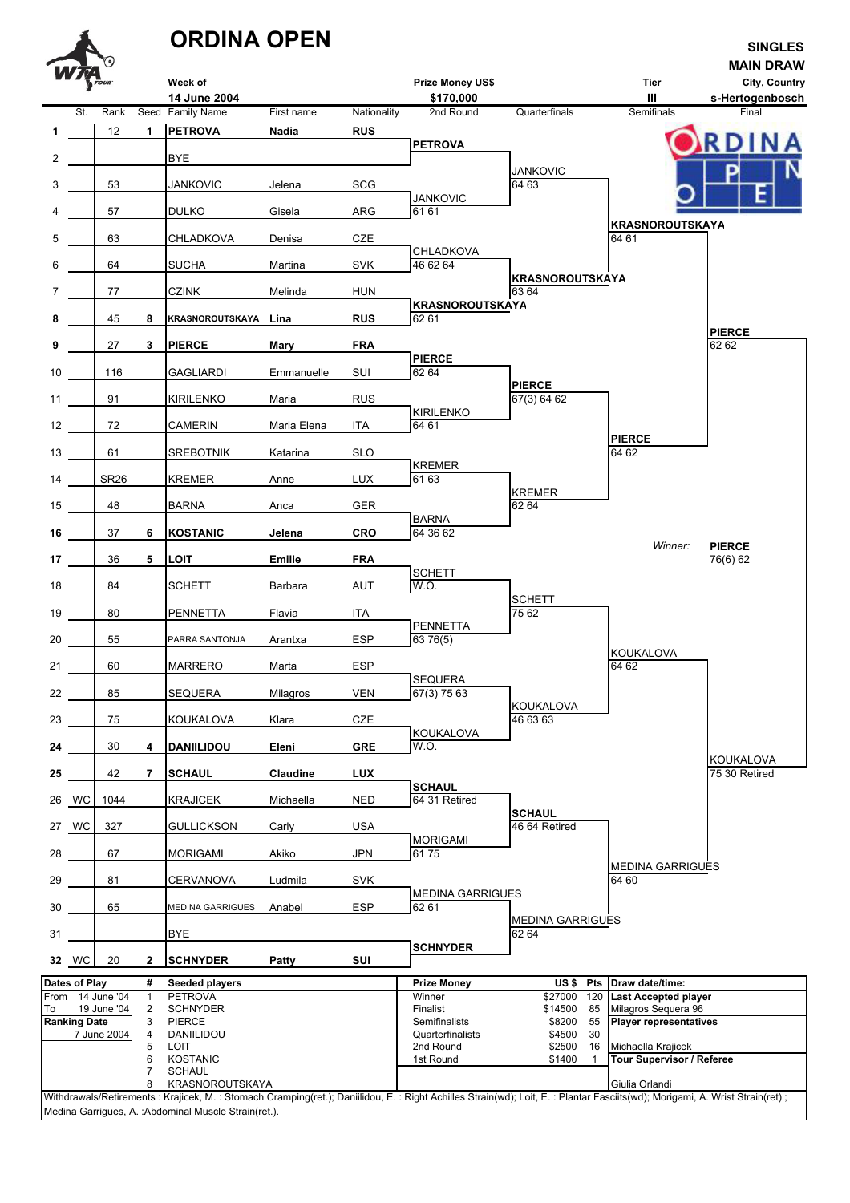# ORDINA OPEN

**SINGLES**
**MAIN DRAW**

| Week of | Prize Money US$ | Tier | City, Country |
|---|---|---|---|
| 14 June 2004 | $170,000 | III | s-Hertogenbosch |

| # | St. | Rank | Seed | Family Name | First name | Nationality | 2nd Round | Quarterfinals | Semifinals | Final |
|---|---|---|---|---|---|---|---|---|---|---|
| 1 | | 12 | 1 | **PETROVA** | **Nadia** | **RUS** | | | | |
| | | | | | | | **PETROVA** | | | |
| 2 | | | | BYE | | | | | | |
| | | | | | | | | JANKOVIC 64 63 | | |
| 3 | | 53 | | JANKOVIC | Jelena | SCG | | | | |
| | | | | | | | JANKOVIC 61 61 | | | |
| 4 | | 57 | | DULKO | Gisela | ARG | | | | |
| | | | | | | | | | **KRASNOROUTSKAYA** 64 61 | |
| 5 | | 63 | | CHLADKOVA | Denisa | CZE | | | | |
| | | | | | | | CHLADKOVA 46 62 64 | | | |
| 6 | | 64 | | SUCHA | Martina | SVK | | | | |
| | | | | | | | | **KRASNOROUTSKAYA** 63 64 | | |
| 7 | | 77 | | CZINK | Melinda | HUN | | | | |
| | | | | | | | **KRASNOROUTSKAYA** 62 61 | | | |
| 8 | | 45 | 8 | **KRASNOROUTSKAYA** | **Lina** | **RUS** | | | | |
| | | | | | | | | | | **PIERCE** 62 62 |
| 9 | | 27 | 3 | **PIERCE** | **Mary** | **FRA** | | | | |
| | | | | | | | **PIERCE** 62 64 | | | |
| 10 | | 116 | | GAGLIARDI | Emmanuelle | SUI | | | | |
| | | | | | | | | **PIERCE** 67(3) 64 62 | | |
| 11 | | 91 | | KIRILENKO | Maria | RUS | | | | |
| | | | | | | | KIRILENKO 64 61 | | | |
| 12 | | 72 | | CAMERIN | Maria Elena | ITA | | | | |
| | | | | | | | | | **PIERCE** 64 62 | |
| 13 | | 61 | | SREBOTNIK | Katarina | SLO | | | | |
| | | | | | | | KREMER 61 63 | | | |
| 14 | | SR26 | | KREMER | Anne | LUX | | | | |
| | | | | | | | | KREMER 62 64 | | |
| 15 | | 48 | | BARNA | Anca | GER | | | | |
| | | | | | | | BARNA 64 36 62 | | | |
| 16 | | 37 | 6 | **KOSTANIC** | **Jelena** | **CRO** | | | | |
| | | | | | | | | | *Winner:* | **PIERCE** 76(6) 62 |
| 17 | | 36 | 5 | **LOIT** | **Emilie** | **FRA** | | | | |
| | | | | | | | SCHETT W.O. | | | |
| 18 | | 84 | | SCHETT | Barbara | AUT | | | | |
| | | | | | | | | SCHETT 75 62 | | |
| 19 | | 80 | | PENNETTA | Flavia | ITA | | | | |
| | | | | | | | PENNETTA 63 76(5) | | | |
| 20 | | 55 | | PARRA SANTONJA | Arantxa | ESP | | | | |
| | | | | | | | | | KOUKALOVA 64 62 | |
| 21 | | 60 | | MARRERO | Marta | ESP | | | | |
| | | | | | | | SEQUERA 67(3) 75 63 | | | |
| 22 | | 85 | | SEQUERA | Milagros | VEN | | | | |
| | | | | | | | | KOUKALOVA 46 63 63 | | |
| 23 | | 75 | | KOUKALOVA | Klara | CZE | | | | |
| | | | | | | | KOUKALOVA W.O. | | | |
| 24 | | 30 | 4 | **DANIILIDOU** | **Eleni** | **GRE** | | | | |
| | | | | | | | | | | KOUKALOVA 75 30 Retired |
| 25 | | 42 | 7 | **SCHAUL** | **Claudine** | **LUX** | | | | |
| | | | | | | | **SCHAUL** 64 31 Retired | | | |
| 26 | WC | 1044 | | KRAJICEK | Michaella | NED | | | | |
| | | | | | | | | **SCHAUL** 46 64 Retired | | |
| 27 | WC | 327 | | GULLICKSON | Carly | USA | | | | |
| | | | | | | | MORIGAMI 61 75 | | | |
| 28 | | 67 | | MORIGAMI | Akiko | JPN | | | | |
| | | | | | | | | | MEDINA GARRIGUES 64 60 | |
| 29 | | 81 | | CERVANOVA | Ludmila | SVK | | | | |
| | | | | | | | MEDINA GARRIGUES 62 61 | | | |
| 30 | | 65 | | MEDINA GARRIGUES | Anabel | ESP | | | | |
| | | | | | | | | MEDINA GARRIGUES 62 64 | | |
| 31 | | | | BYE | | | | | | |
| | | | | | | | **SCHNYDER** | | | |
| 32 | WC | 20 | 2 | **SCHNYDER** | **Patty** | **SUI** | | | | |

| Dates of Play | # | Seeded players | Prize Money | US $ | Pts | Draw date/time: |
|---|---|---|---|---|---|---|
| From 14 June '04 | 1 | PETROVA | Winner | $27000 | 120 | **Last Accepted player** |
| To 19 June '04 | 2 | SCHNYDER | Finalist | $14500 | 85 | Milagros Sequera 96 |
| **Ranking Date** | 3 | PIERCE | Semifinalists | $8200 | 55 | **Player representatives** |
| 7 June 2004 | 4 | DANIILIDOU | Quarterfinalists | $4500 | 30 | |
| | 5 | LOIT | 2nd Round | $2500 | 16 | Michaella Krajicek |
| | 6 | KOSTANIC | 1st Round | $1400 | 1 | **Tour Supervisor / Referee** |
| | 7 | SCHAUL | | | | |
| | 8 | KRASNOROUTSKAYA | | | | Giulia Orlandi |

Withdrawals/Retirements : Krajicek, M. : Stomach Cramping(ret.); Daniilidou, E. : Right Achilles Strain(wd); Loit, E. : Plantar Fasciits(wd); Morigami, A.:Wrist Strain(ret) ; Medina Garrigues, A. :Abdominal Muscle Strain(ret.).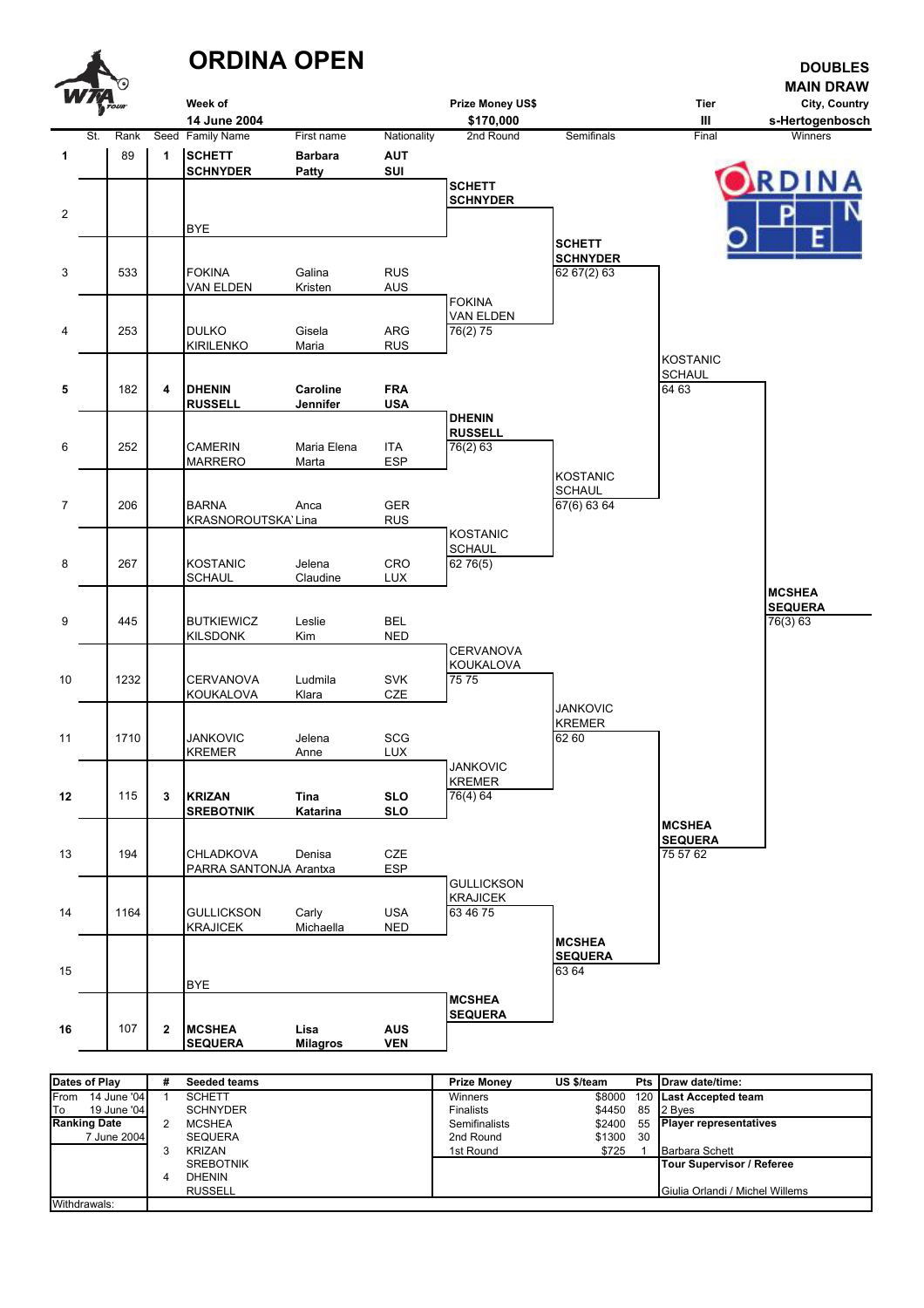# ORDINA OPEN

**DOUBLES MAIN DRAW**

| Week of | Prize Money US$ | Tier | City, Country |
|---|---|---|---|
| 14 June 2004 | $170,000 | III | s-Hertogenbosch |

| St. | Rank | Seed | Family Name | First name | Nationality | 2nd Round | Semifinals | Final | Winners |
|---|---|---|---|---|---|---|---|---|---|
| 1 | 89 | 1 | **SCHETT** / **SCHNYDER** | **Barbara** / **Patty** | **AUT** / **SUI** | | | | |
| | | | | | | **SCHETT** / **SCHNYDER** | | | |
| 2 | | | BYE | | | | | | |
| | | | | | | | **SCHETT** / **SCHNYDER** 62 67(2) 63 | | |
| 3 | 533 | | FOKINA / VAN ELDEN | Galina / Kristen | RUS / AUS | | | | |
| | | | | | | FOKINA / VAN ELDEN 76(2) 75 | | | |
| 4 | 253 | | DULKO / KIRILENKO | Gisela / Maria | ARG / RUS | | | | |
| | | | | | | | | KOSTANIC / SCHAUL 64 63 | |
| 5 | 182 | 4 | **DHENIN** / **RUSSELL** | **Caroline** / **Jennifer** | **FRA** / **USA** | | | | |
| | | | | | | **DHENIN** / **RUSSELL** 76(2) 63 | | | |
| 6 | 252 | | CAMERIN / MARRERO | Maria Elena / Marta | ITA / ESP | | | | |
| | | | | | | | KOSTANIC / SCHAUL 67(6) 63 64 | | |
| 7 | 206 | | BARNA / KRASNOROUTSKA' | Anca / Lina | GER / RUS | | | | |
| | | | | | | KOSTANIC / SCHAUL 62 76(5) | | | |
| 8 | 267 | | KOSTANIC / SCHAUL | Jelena / Claudine | CRO / LUX | | | | |
| | | | | | | | | | **MCSHEA** / **SEQUERA** 76(3) 63 |
| 9 | 445 | | BUTKIEWICZ / KILSDONK | Leslie / Kim | BEL / NED | | | | |
| | | | | | | CERVANOVA / KOUKALOVA 75 75 | | | |
| 10 | 1232 | | CERVANOVA / KOUKALOVA | Ludmila / Klara | SVK / CZE | | | | |
| | | | | | | | JANKOVIC / KREMER 62 60 | | |
| 11 | 1710 | | JANKOVIC / KREMER | Jelena / Anne | SCG / LUX | | | | |
| | | | | | | JANKOVIC / KREMER 76(4) 64 | | | |
| 12 | 115 | 3 | **KRIZAN** / **SREBOTNIK** | **Tina** / **Katarina** | **SLO** / **SLO** | | | | |
| | | | | | | | | **MCSHEA** / **SEQUERA** 75 57 62 | |
| 13 | 194 | | CHLADKOVA / PARRA SANTONJA | Denisa / Arantxa | CZE / ESP | | | | |
| | | | | | | GULLICKSON / KRAJICEK 63 46 75 | | | |
| 14 | 1164 | | GULLICKSON / KRAJICEK | Carly / Michaella | USA / NED | | | | |
| | | | | | | | **MCSHEA** / **SEQUERA** 63 64 | | |
| 15 | | | BYE | | | | | | |
| | | | | | | **MCSHEA** / **SEQUERA** | | | |
| 16 | 107 | 2 | **MCSHEA** / **SEQUERA** | **Lisa** / **Milagros** | **AUS** / **VEN** | | | | |

| Dates of Play | # | Seeded teams | Prize Money | US $/team | Pts | Draw date/time: |
|---|---|---|---|---|---|---|
| From 14 June '04 | 1 | SCHETT / SCHNYDER | Winners | $8000 | 120 | **Last Accepted team** |
| To 19 June '04 | | | Finalists | $4450 | 85 | 2 Byes |
| **Ranking Date** | 2 | MCSHEA / SEQUERA | Semifinalists | $2400 | 55 | **Player representatives** |
| 7 June 2004 | | | 2nd Round | $1300 | 30 | |
| | 3 | KRIZAN / SREBOTNIK | 1st Round | $725 | 1 | Barbara Schett |
| | 4 | DHENIN / RUSSELL | | | | **Tour Supervisor / Referee** |
| | | | | | | Giulia Orlandi / Michel Willems |
| Withdrawals: | | | | | | |